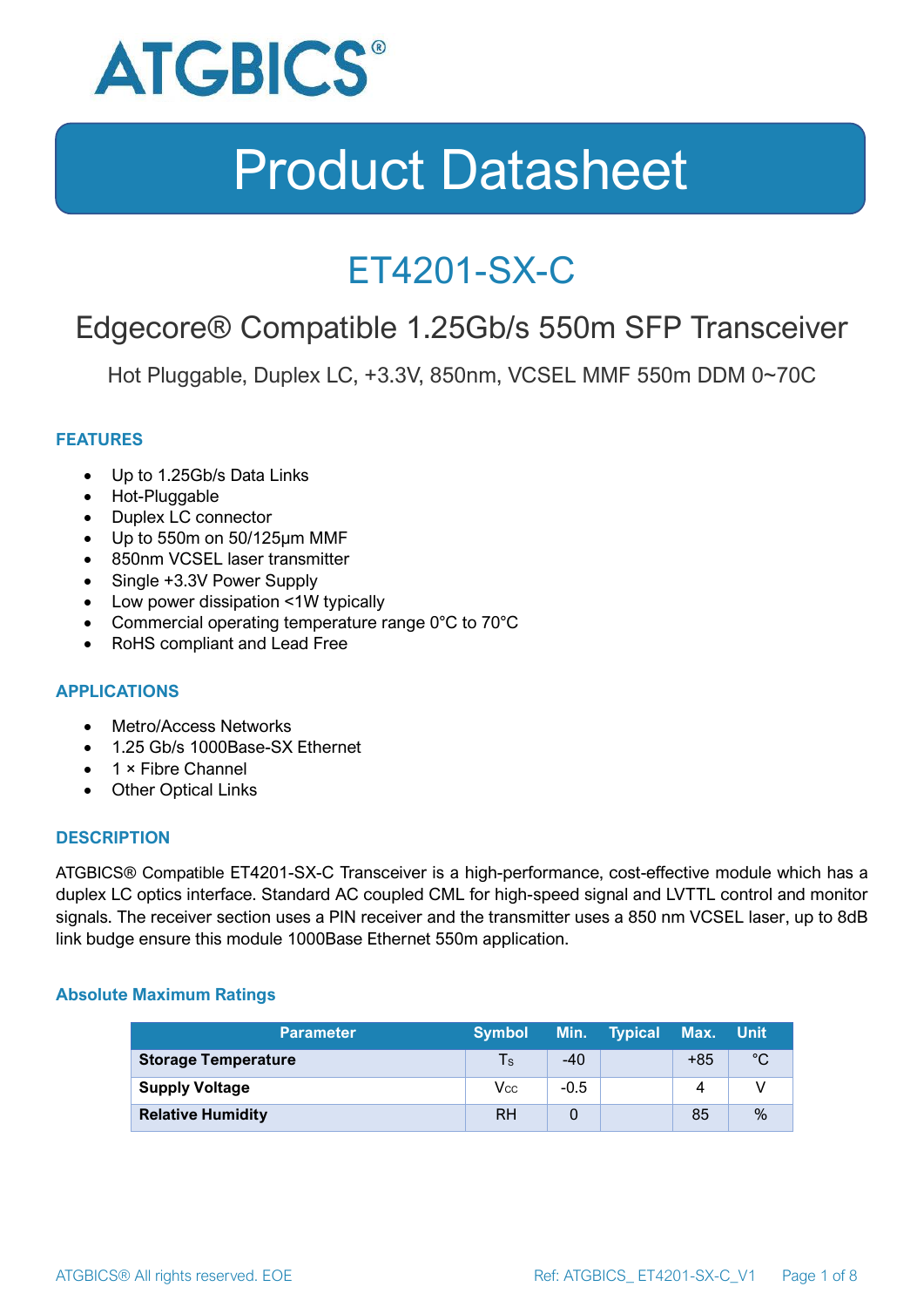# ATGBICS®

# Product Datasheet

## ET4201-SX-C

## Edgecore® Compatible 1.25Gb/s 550m SFP Transceiver

Hot Pluggable, Duplex LC, +3.3V, 850nm, VCSEL MMF 550m DDM 0~70C

### FEATURES

- Up to 1.25Gb/s Data Links
- Hot-Pluggable
- Duplex LC connector
- Up to 550m on 50/125μm MMF
- 850nm VCSEL laser transmitter
- Single +3.3V Power Supply
- Low power dissipation <1W typically
- Commercial operating temperature range 0°C to 70°C
- RoHS compliant and Lead Free

### APPLICATIONS

- Metro/Access Networks
- 1.25 Gb/s 1000Base-SX Ethernet
- 1 × Fibre Channel
- Other Optical Links

### DESCRIPTION

ATGBICS® Compatible ET4201-SX-C Transceiver is a high-performance, cost-effective module which has a duplex LC optics interface. Standard AC coupled CML for high-speed signal and LVTTL control and monitor signals. The receiver section uses a PIN receiver and the transmitter uses a 850 nm VCSEL laser, up to 8dB link budge ensure this module 1000Base Ethernet 550m application.

#### Absolute Maximum Ratings

| Parameter | Symbol | Min. | Typical | Max. | Unit |
|---|---|---|---|---|---|
| **Storage Temperature** | $T_S$ | -40 | | +85 | °C |
| **Supply Voltage** | $V_{CC}$ | -0.5 | | 4 | V |
| **Relative Humidity** | RH | 0 | | 85 | % |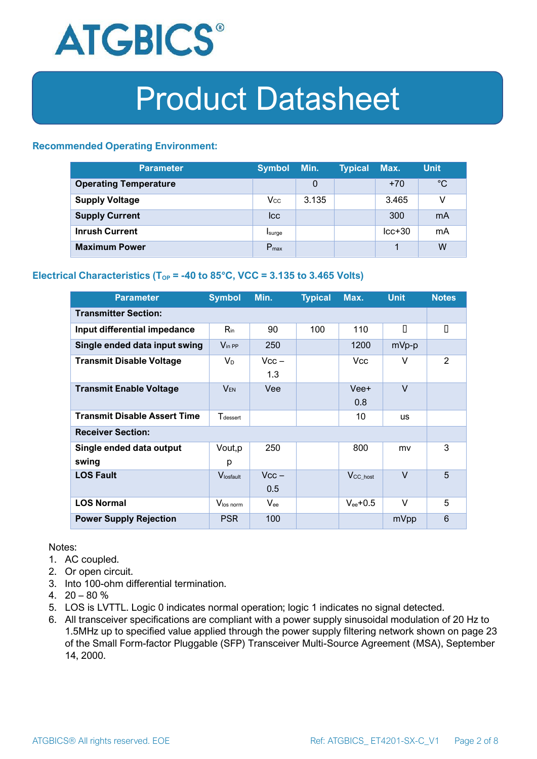# Product Datasheet

### Recommended Operating Environment:

| Parameter | Symbol | Min. | Typical | Max. | Unit |
|---|---|---|---|---|---|
| **Operating Temperature** | | 0 | | +70 | °C |
| **Supply Voltage** | $V_{CC}$ | 3.135 | | 3.465 | V |
| **Supply Current** | Icc | | | 300 | mA |
| **Inrush Current** | $I_{surge}$ | | | Icc+30 | mA |
| **Maximum Power** | $P_{max}$ | | | 1 | W |

### Electrical Characteristics ($T_{OP}$ = -40 to 85°C, VCC = 3.135 to 3.465 Volts)

| Parameter | Symbol | Min. | Typical | Max. | Unit | Notes |
|---|---|---|---|---|---|---|
| **Transmitter Section:** | | | | | | |
| **Input differential impedance** | $R_{in}$ | 90 | 100 | 110 | | |
| **Single ended data input swing** | $V_{in\ PP}$ | 250 | | 1200 | mVp-p | |
| **Transmit Disable Voltage** | $V_D$ | Vcc – 1.3 | | Vcc | V | 2 |
| **Transmit Enable Voltage** | $V_{EN}$ | Vee | | Vee+ 0.8 | V | |
| **Transmit Disable Assert Time** | $T_{dessert}$ | | | 10 | us | |
| **Receiver Section:** | | | | | | |
| **Single ended data output swing** | Vout,p p | 250 | | 800 | mv | 3 |
| **LOS Fault** | $V_{losfault}$ | Vcc – 0.5 | | $V_{CC\_host}$ | V | 5 |
| **LOS Normal** | $V_{los\ norm}$ | $V_{ee}$ | | $V_{ee}$+0.5 | V | 5 |
| **Power Supply Rejection** | PSR | 100 | | | mVpp | 6 |

Notes:

1. AC coupled.
2. Or open circuit.
3. Into 100-ohm differential termination.
4. 20 – 80 %
5. LOS is LVTTL. Logic 0 indicates normal operation; logic 1 indicates no signal detected.
6. All transceiver specifications are compliant with a power supply sinusoidal modulation of 20 Hz to 1.5MHz up to specified value applied through the power supply filtering network shown on page 23 of the Small Form-factor Pluggable (SFP) Transceiver Multi-Source Agreement (MSA), September 14, 2000.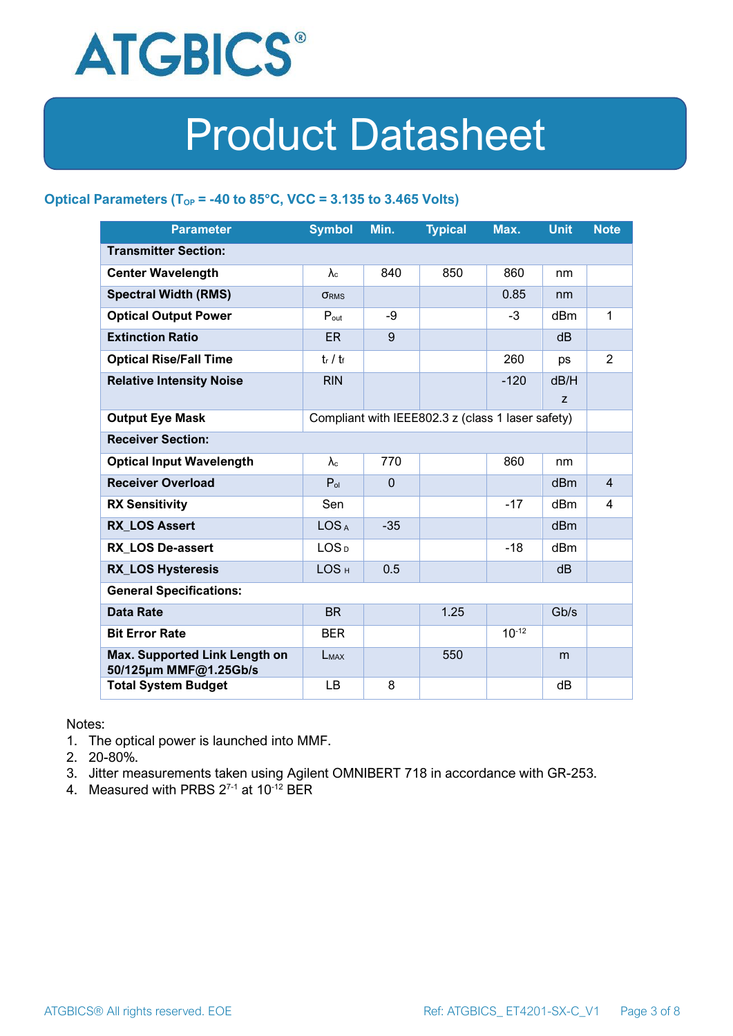## Optical Parameters ($T_{OP}$ = -40 to 85°C, VCC = 3.135 to 3.465 Volts)

| Parameter | Symbol | Min. | Typical | Max. | Unit | Note |
|---|---|---|---|---|---|---|
| **Transmitter Section:** | | | | | | |
| **Center Wavelength** | $\lambda_c$ | 840 | 850 | 860 | nm | |
| **Spectral Width (RMS)** | $\sigma_{RMS}$ | | | 0.85 | nm | |
| **Optical Output Power** | $P_{out}$ | -9 | | -3 | dBm | 1 |
| **Extinction Ratio** | ER | 9 | | | dB | |
| **Optical Rise/Fall Time** | $t_r$ / $t_f$ | | | 260 | ps | 2 |
| **Relative Intensity Noise** | RIN | | | -120 | dB/Hz | |
| **Output Eye Mask** | Compliant with IEEE802.3 z (class 1 laser safety) | | | | | |
| **Receiver Section:** | | | | | | |
| **Optical Input Wavelength** | $\lambda_c$ | 770 | | 860 | nm | |
| **Receiver Overload** | $P_{ol}$ | 0 | | | dBm | 4 |
| **RX Sensitivity** | Sen | | | -17 | dBm | 4 |
| **RX_LOS Assert** | $LOS_A$ | -35 | | | dBm | |
| **RX_LOS De-assert** | $LOS_D$ | | | -18 | dBm | |
| **RX_LOS Hysteresis** | $LOS_H$ | 0.5 | | | dB | |
| **General Specifications:** | | | | | | |
| **Data Rate** | BR | | 1.25 | | Gb/s | |
| **Bit Error Rate** | BER | | | $10^{-12}$ | | |
| **Max. Supported Link Length on 50/125µm MMF@1.25Gb/s** | $L_{MAX}$ | | 550 | | m | |
| **Total System Budget** | LB | 8 | | | dB | |

Notes:

1. The optical power is launched into MMF.
2. 20-80%.
3. Jitter measurements taken using Agilent OMNIBERT 718 in accordance with GR-253.
4. Measured with PRBS $2^{7-1}$ at $10^{-12}$ BER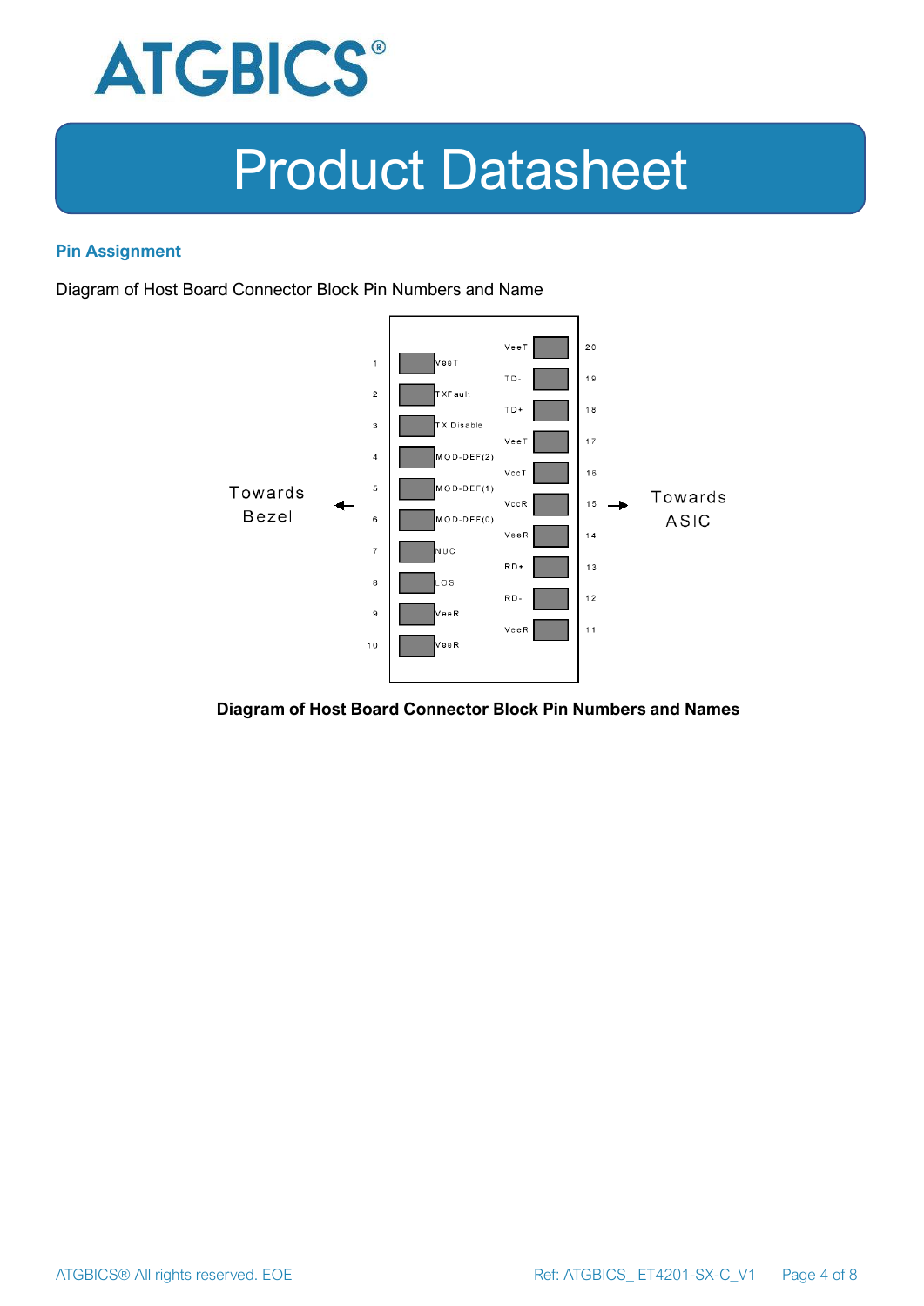## Pin Assignment

Diagram of Host Board Connector Block Pin Numbers and Name

| Pin | Name | | Pin | Name |
|---|---|---|---|---|
| 1 | VeeT | | 20 | VeeT |
| 2 | TXFault | | 19 | TD- |
| 3 | TX Disable | | 18 | TD+ |
| 4 | MOD-DEF(2) | | 17 | VeeT |
| 5 | MOD-DEF(1) | | 16 | VccT |
| 6 | MOD-DEF(0) | | 15 | VccR |
| 7 | NUC | | 14 | VeeR |
| 8 | LOS | | 13 | RD+ |
| 9 | VeeR | | 12 | RD- |
| 10 | VeeR | | 11 | VeeR |

Towards Bezel ← → Towards ASIC

**Diagram of Host Board Connector Block Pin Numbers and Names**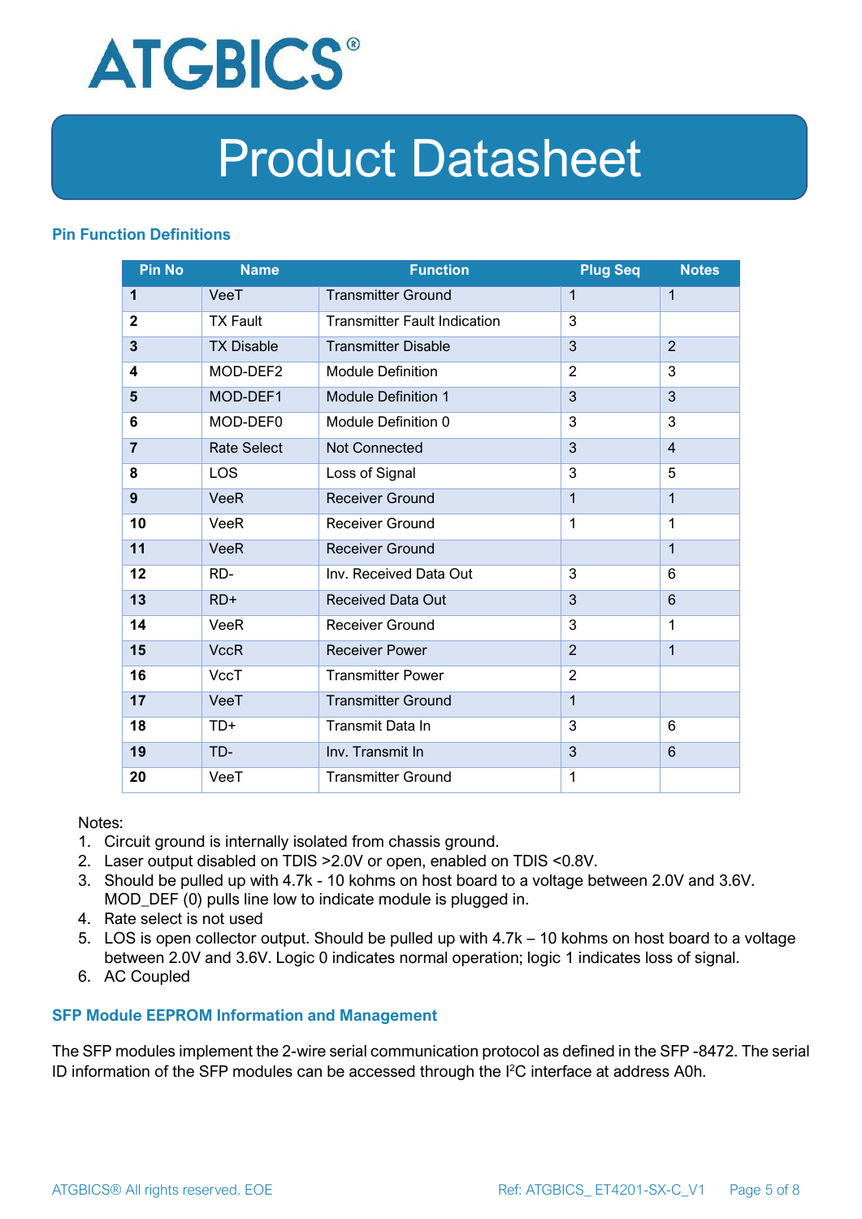## Pin Function Definitions

| Pin No | Name | Function | Plug Seq | Notes |
|---|---|---|---|---|
| **1** | VeeT | Transmitter Ground | 1 | 1 |
| **2** | TX Fault | Transmitter Fault Indication | 3 | |
| **3** | TX Disable | Transmitter Disable | 3 | 2 |
| **4** | MOD-DEF2 | Module Definition | 2 | 3 |
| **5** | MOD-DEF1 | Module Definition 1 | 3 | 3 |
| **6** | MOD-DEF0 | Module Definition 0 | 3 | 3 |
| **7** | Rate Select | Not Connected | 3 | 4 |
| **8** | LOS | Loss of Signal | 3 | 5 |
| **9** | VeeR | Receiver Ground | 1 | 1 |
| **10** | VeeR | Receiver Ground | 1 | 1 |
| **11** | VeeR | Receiver Ground | | 1 |
| **12** | RD- | Inv. Received Data Out | 3 | 6 |
| **13** | RD+ | Received Data Out | 3 | 6 |
| **14** | VeeR | Receiver Ground | 3 | 1 |
| **15** | VccR | Receiver Power | 2 | 1 |
| **16** | VccT | Transmitter Power | 2 | |
| **17** | VeeT | Transmitter Ground | 1 | |
| **18** | TD+ | Transmit Data In | 3 | 6 |
| **19** | TD- | Inv. Transmit In | 3 | 6 |
| **20** | VeeT | Transmitter Ground | 1 | |

Notes:

1. Circuit ground is internally isolated from chassis ground.
2. Laser output disabled on TDIS >2.0V or open, enabled on TDIS <0.8V.
3. Should be pulled up with 4.7k - 10 kohms on host board to a voltage between 2.0V and 3.6V. MOD_DEF (0) pulls line low to indicate module is plugged in.
4. Rate select is not used
5. LOS is open collector output. Should be pulled up with 4.7k – 10 kohms on host board to a voltage between 2.0V and 3.6V. Logic 0 indicates normal operation; logic 1 indicates loss of signal.
6. AC Coupled

## SFP Module EEPROM Information and Management

The SFP modules implement the 2-wire serial communication protocol as defined in the SFP -8472. The serial ID information of the SFP modules can be accessed through the I$^2$C interface at address A0h.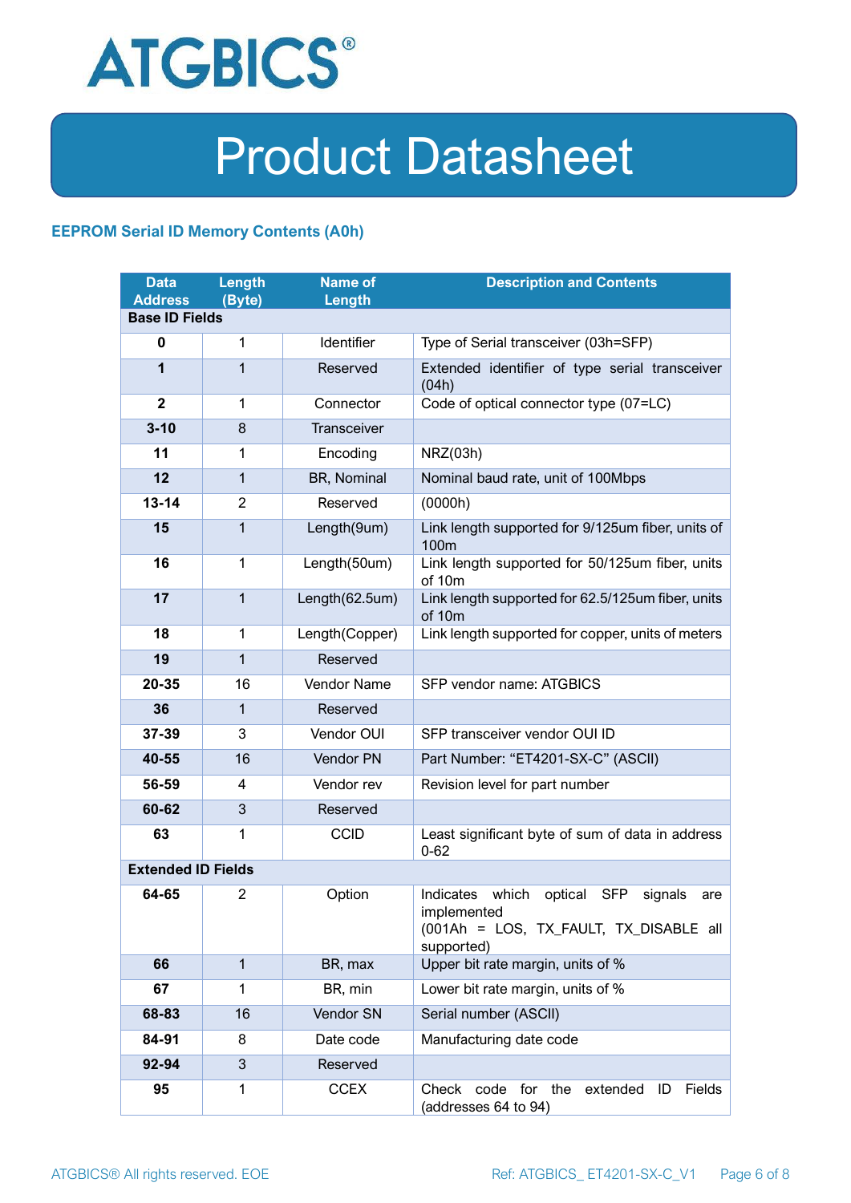## EEPROM Serial ID Memory Contents (A0h)

| Data Address | Length (Byte) | Name of Length | Description and Contents |
|---|---|---|---|
| **Base ID Fields** | | | |
| **0** | 1 | Identifier | Type of Serial transceiver (03h=SFP) |
| **1** | 1 | Reserved | Extended identifier of type serial transceiver (04h) |
| **2** | 1 | Connector | Code of optical connector type (07=LC) |
| **3-10** | 8 | Transceiver | |
| **11** | 1 | Encoding | NRZ(03h) |
| **12** | 1 | BR, Nominal | Nominal baud rate, unit of 100Mbps |
| **13-14** | 2 | Reserved | (0000h) |
| **15** | 1 | Length(9um) | Link length supported for 9/125um fiber, units of 100m |
| **16** | 1 | Length(50um) | Link length supported for 50/125um fiber, units of 10m |
| **17** | 1 | Length(62.5um) | Link length supported for 62.5/125um fiber, units of 10m |
| **18** | 1 | Length(Copper) | Link length supported for copper, units of meters |
| **19** | 1 | Reserved | |
| **20-35** | 16 | Vendor Name | SFP vendor name: ATGBICS |
| **36** | 1 | Reserved | |
| **37-39** | 3 | Vendor OUI | SFP transceiver vendor OUI ID |
| **40-55** | 16 | Vendor PN | Part Number: "ET4201-SX-C" (ASCII) |
| **56-59** | 4 | Vendor rev | Revision level for part number |
| **60-62** | 3 | Reserved | |
| **63** | 1 | CCID | Least significant byte of sum of data in address 0-62 |
| **Extended ID Fields** | | | |
| **64-65** | 2 | Option | Indicates which optical SFP signals are implemented (001Ah = LOS, TX_FAULT, TX_DISABLE all supported) |
| **66** | 1 | BR, max | Upper bit rate margin, units of % |
| **67** | 1 | BR, min | Lower bit rate margin, units of % |
| **68-83** | 16 | Vendor SN | Serial number (ASCII) |
| **84-91** | 8 | Date code | Manufacturing date code |
| **92-94** | 3 | Reserved | |
| **95** | 1 | CCEX | Check code for the extended ID Fields (addresses 64 to 94) |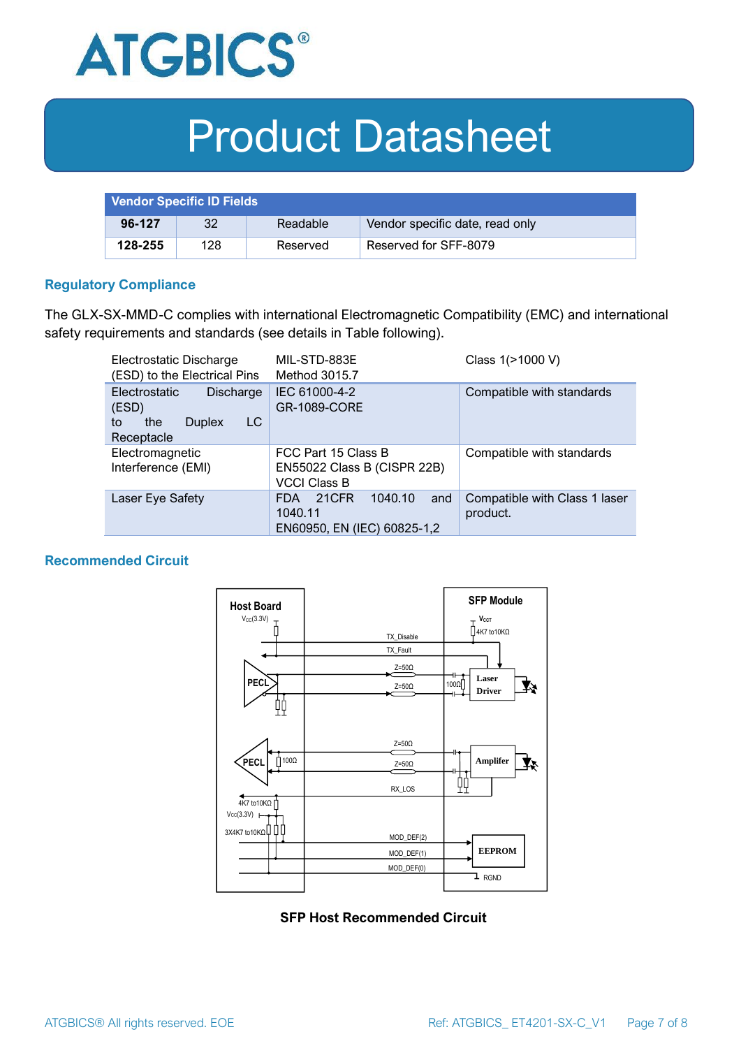| Vendor Specific ID Fields | | | |
|---|---|---|---|
| **96-127** | 32 | Readable | Vendor specific date, read only |
| **128-255** | 128 | Reserved | Reserved for SFF-8079 |

## Regulatory Compliance

The GLX-SX-MMD-C complies with international Electromagnetic Compatibility (EMC) and international safety requirements and standards (see details in Table following).

| Electrostatic Discharge (ESD) to the Electrical Pins | MIL-STD-883E Method 3015.7 | Class 1(>1000 V) |
|---|---|---|
| Electrostatic Discharge (ESD) to the Duplex LC Receptacle | IEC 61000-4-2 GR-1089-CORE | Compatible with standards |
| Electromagnetic Interference (EMI) | FCC Part 15 Class B EN55022 Class B (CISPR 22B) VCCI Class B | Compatible with standards |
| Laser Eye Safety | FDA 21CFR 1040.10 and 1040.11 EN60950, EN (IEC) 60825-1,2 | Compatible with Class 1 laser product. |

## Recommended Circuit

**SFP Host Recommended Circuit**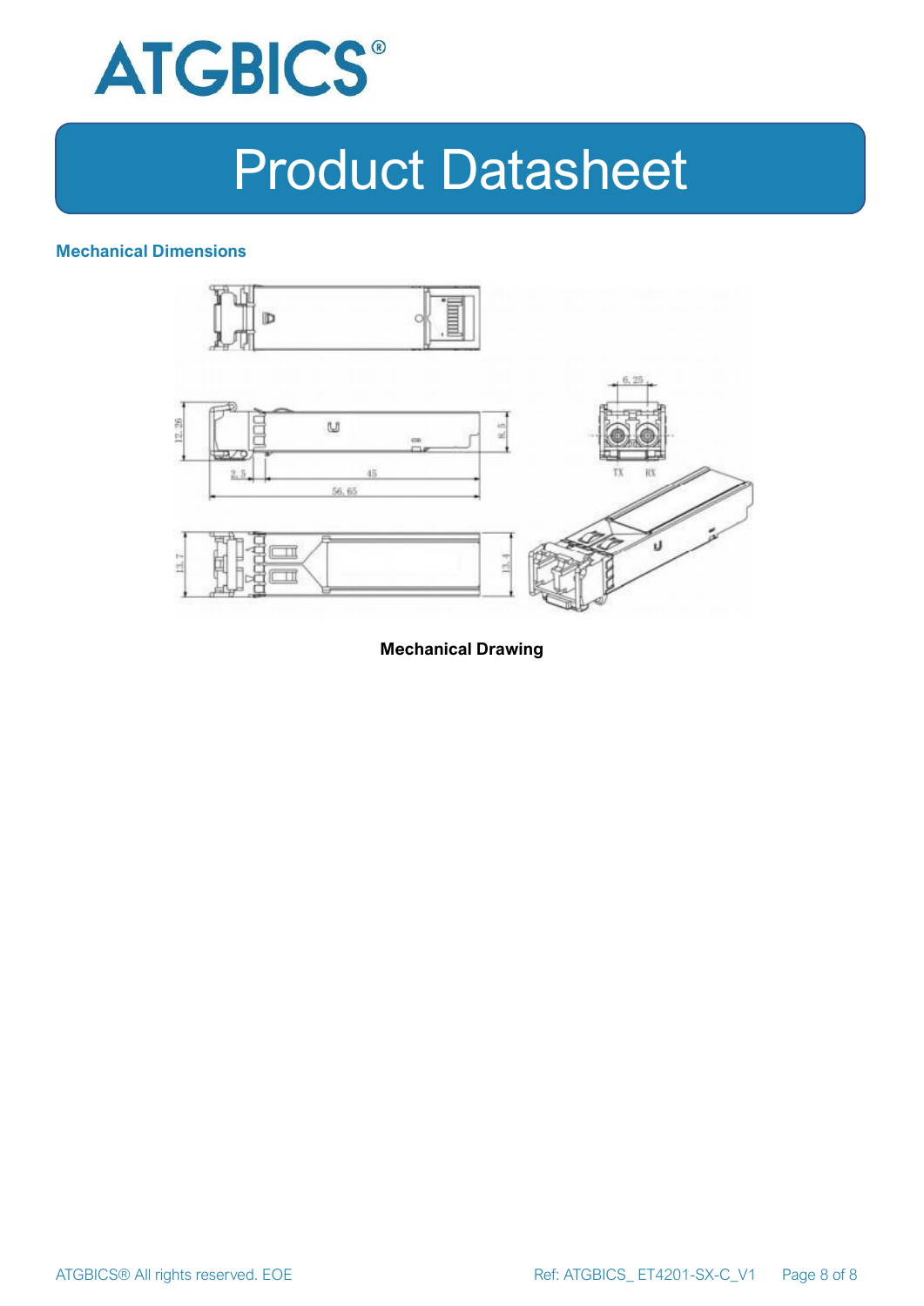## Mechanical Dimensions

6.25

12.26

8.5

2.5

45

56.65

TX RX

13.7

13.4

**Mechanical Drawing**